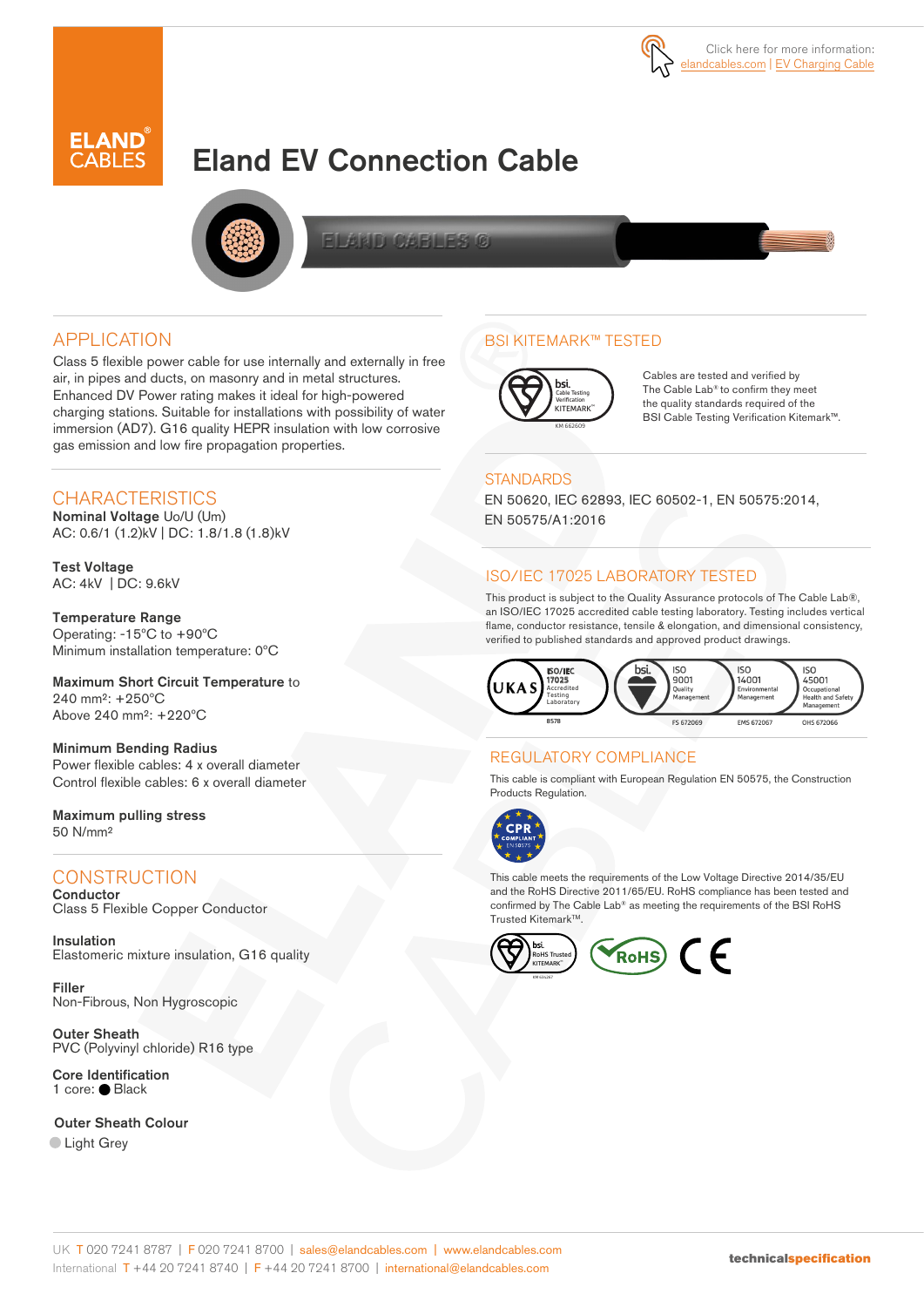Click here for more information: elandcables.com | EV Charging Cable

# Eland EV Connection Cable

## APPLICATION

Class 5 flexible power cable for use internally and externally in free air, in pipes and ducts, on masonry and in metal structures. Enhanced DV Power rating makes it ideal for high-powered charging stations. Suitable for installations with possibility of water immersion (AD7). G16 quality HEPR insulation with low corrosive gas emission and low fire propagation properties.

## CHARACTERISTICS

**Nominal Voltage** Uo/U (Um)
AC: 0.6/1 (1.2)kV | DC: 1.8/1.8 (1.8)kV

**Test Voltage**
AC: 4kV | DC: 9.6kV

**Temperature Range**
Operating: -15°C to +90°C
Minimum installation temperature: 0°C

**Maximum Short Circuit Temperature** to 240 mm²: +250°C
Above 240 mm²: +220°C

**Minimum Bending Radius**
Power flexible cables: 4 x overall diameter
Control flexible cables: 6 x overall diameter

**Maximum pulling stress**
50 N/mm²

## CONSTRUCTION

**Conductor**
Class 5 Flexible Copper Conductor

**Insulation**
Elastomeric mixture insulation, G16 quality

**Filler**
Non-Fibrous, Non Hygroscopic

**Outer Sheath**
PVC (Polyvinyl chloride) R16 type

**Core Identification**
1 core: ● Black

**Outer Sheath Colour**
● Light Grey

## BSI KITEMARK™ TESTED

Cables are tested and verified by The Cable Lab® to confirm they meet the quality standards required of the BSI Cable Testing Verification Kitemark™.

## STANDARDS

EN 50620, IEC 62893, IEC 60502-1, EN 50575:2014, EN 50575/A1:2016

## ISO/IEC 17025 LABORATORY TESTED

This product is subject to the Quality Assurance protocols of The Cable Lab®, an ISO/IEC 17025 accredited cable testing laboratory. Testing includes vertical flame, conductor resistance, tensile & elongation, and dimensional consistency, verified to published standards and approved product drawings.

## REGULATORY COMPLIANCE

This cable is compliant with European Regulation EN 50575, the Construction Products Regulation.

This cable meets the requirements of the Low Voltage Directive 2014/35/EU and the RoHS Directive 2011/65/EU. RoHS compliance has been tested and confirmed by The Cable Lab® as meeting the requirements of the BSI RoHS Trusted Kitemark™.

UK T 020 7241 8787 | F 020 7241 8700 | sales@elandcables.com | www.elandcables.com
International T +44 20 7241 8740 | F +44 20 7241 8700 | international@elandcables.com

technicalspecification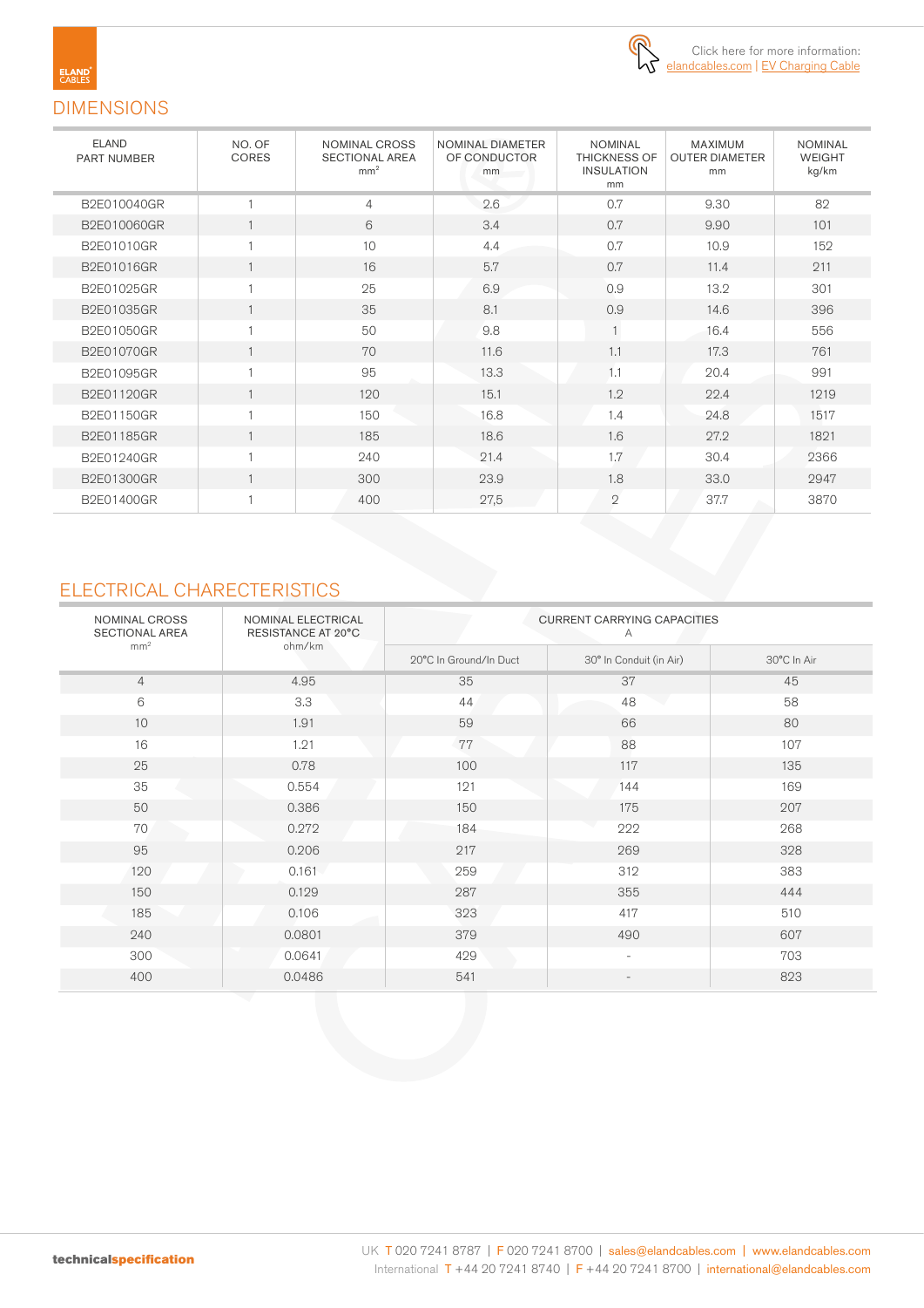Click here for more information: elandcables.com | EV Charging Cable

## DIMENSIONS

| ELAND PART NUMBER | NO. OF CORES | NOMINAL CROSS SECTIONAL AREA $mm^2$ | NOMINAL DIAMETER OF CONDUCTOR mm | NOMINAL THICKNESS OF INSULATION mm | MAXIMUM OUTER DIAMETER mm | NOMINAL WEIGHT kg/km |
|---|---|---|---|---|---|---|
| B2E010040GR | 1 | 4 | 2.6 | 0.7 | 9.30 | 82 |
| B2E010060GR | 1 | 6 | 3.4 | 0.7 | 9.90 | 101 |
| B2E01010GR | 1 | 10 | 4.4 | 0.7 | 10.9 | 152 |
| B2E01016GR | 1 | 16 | 5.7 | 0.7 | 11.4 | 211 |
| B2E01025GR | 1 | 25 | 6.9 | 0.9 | 13.2 | 301 |
| B2E01035GR | 1 | 35 | 8.1 | 0.9 | 14.6 | 396 |
| B2E01050GR | 1 | 50 | 9.8 | 1 | 16.4 | 556 |
| B2E01070GR | 1 | 70 | 11.6 | 1.1 | 17.3 | 761 |
| B2E01095GR | 1 | 95 | 13.3 | 1.1 | 20.4 | 991 |
| B2E01120GR | 1 | 120 | 15.1 | 1.2 | 22.4 | 1219 |
| B2E01150GR | 1 | 150 | 16.8 | 1.4 | 24.8 | 1517 |
| B2E01185GR | 1 | 185 | 18.6 | 1.6 | 27.2 | 1821 |
| B2E01240GR | 1 | 240 | 21.4 | 1.7 | 30.4 | 2366 |
| B2E01300GR | 1 | 300 | 23.9 | 1.8 | 33.0 | 2947 |
| B2E01400GR | 1 | 400 | 27,5 | 2 | 37.7 | 3870 |

## ELECTRICAL CHARECTERISTICS

| NOMINAL CROSS SECTIONAL AREA $mm^2$ | NOMINAL ELECTRICAL RESISTANCE AT 20°C ohm/km | CURRENT CARRYING CAPACITIES A | | |
|---|---|---|---|---|
| | | 20°C In Ground/In Duct | 30° In Conduit (in Air) | 30°C In Air |
| 4 | 4.95 | 35 | 37 | 45 |
| 6 | 3.3 | 44 | 48 | 58 |
| 10 | 1.91 | 59 | 66 | 80 |
| 16 | 1.21 | 77 | 88 | 107 |
| 25 | 0.78 | 100 | 117 | 135 |
| 35 | 0.554 | 121 | 144 | 169 |
| 50 | 0.386 | 150 | 175 | 207 |
| 70 | 0.272 | 184 | 222 | 268 |
| 95 | 0.206 | 217 | 269 | 328 |
| 120 | 0.161 | 259 | 312 | 383 |
| 150 | 0.129 | 287 | 355 | 444 |
| 185 | 0.106 | 323 | 417 | 510 |
| 240 | 0.0801 | 379 | 490 | 607 |
| 300 | 0.0641 | 429 | - | 703 |
| 400 | 0.0486 | 541 | - | 823 |

**technicalspecification**

UK T 020 7241 8787 | F 020 7241 8700 | sales@elandcables.com | www.elandcables.com
International T +44 20 7241 8740 | F +44 20 7241 8700 | international@elandcables.com